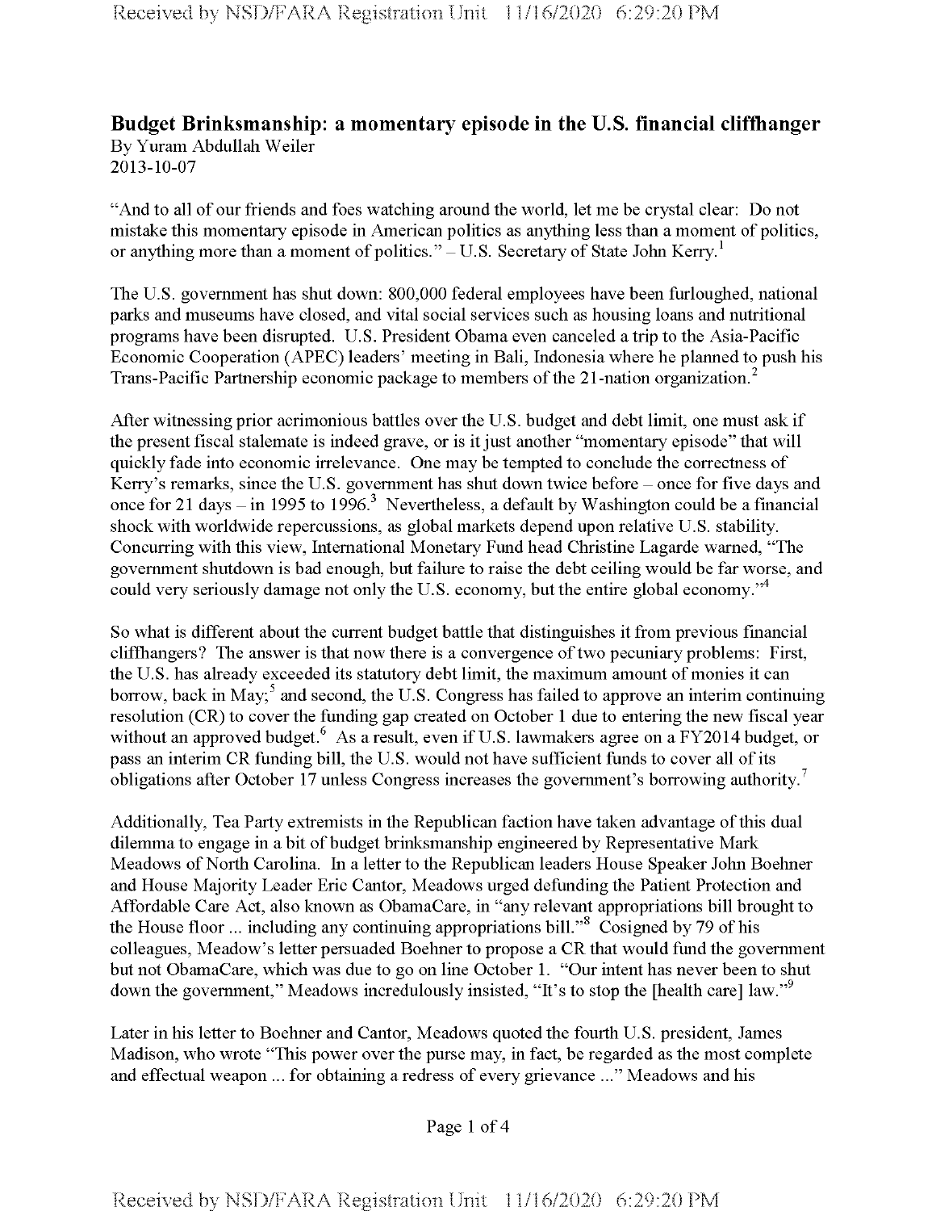## Budget Brinksmanship: a momentary episode in the U.S. financial cliffhanger

By Yuram Abdullah Weiler
2013-10-07

"And to all of our friends and foes watching around the world, let me be crystal clear: Do not mistake this momentary episode in American politics as anything less than a moment of politics, or anything more than a moment of politics." – U.S. Secretary of State John Kerry.[1]

The U.S. government has shut down: 800,000 federal employees have been furloughed, national parks and museums have closed, and vital social services such as housing loans and nutritional programs have been disrupted. U.S. President Obama even canceled a trip to the Asia-Pacific Economic Cooperation (APEC) leaders' meeting in Bali, Indonesia where he planned to push his Trans-Pacific Partnership economic package to members of the 21-nation organization.[2]

After witnessing prior acrimonious battles over the U.S. budget and debt limit, one must ask if the present fiscal stalemate is indeed grave, or is it just another "momentary episode" that will quickly fade into economic irrelevance. One may be tempted to conclude the correctness of Kerry's remarks, since the U.S. government has shut down twice before – once for five days and once for 21 days – in 1995 to 1996.[3] Nevertheless, a default by Washington could be a financial shock with worldwide repercussions, as global markets depend upon relative U.S. stability. Concurring with this view, International Monetary Fund head Christine Lagarde warned, "The government shutdown is bad enough, but failure to raise the debt ceiling would be far worse, and could very seriously damage not only the U.S. economy, but the entire global economy."[4]

So what is different about the current budget battle that distinguishes it from previous financial cliffhangers? The answer is that now there is a convergence of two pecuniary problems: First, the U.S. has already exceeded its statutory debt limit, the maximum amount of monies it can borrow, back in May;[5] and second, the U.S. Congress has failed to approve an interim continuing resolution (CR) to cover the funding gap created on October 1 due to entering the new fiscal year without an approved budget.[6] As a result, even if U.S. lawmakers agree on a FY2014 budget, or pass an interim CR funding bill, the U.S. would not have sufficient funds to cover all of its obligations after October 17 unless Congress increases the government's borrowing authority.[7]

Additionally, Tea Party extremists in the Republican faction have taken advantage of this dual dilemma to engage in a bit of budget brinksmanship engineered by Representative Mark Meadows of North Carolina. In a letter to the Republican leaders House Speaker John Boehner and House Majority Leader Eric Cantor, Meadows urged defunding the Patient Protection and Affordable Care Act, also known as ObamaCare, in "any relevant appropriations bill brought to the House floor ... including any continuing appropriations bill."[8] Cosigned by 79 of his colleagues, Meadow's letter persuaded Boehner to propose a CR that would fund the government but not ObamaCare, which was due to go on line October 1. "Our intent has never been to shut down the government," Meadows incredulously insisted, "It's to stop the [health care] law."[9]

Later in his letter to Boehner and Cantor, Meadows quoted the fourth U.S. president, James Madison, who wrote "This power over the purse may, in fact, be regarded as the most complete and effectual weapon ... for obtaining a redress of every grievance ..." Meadows and his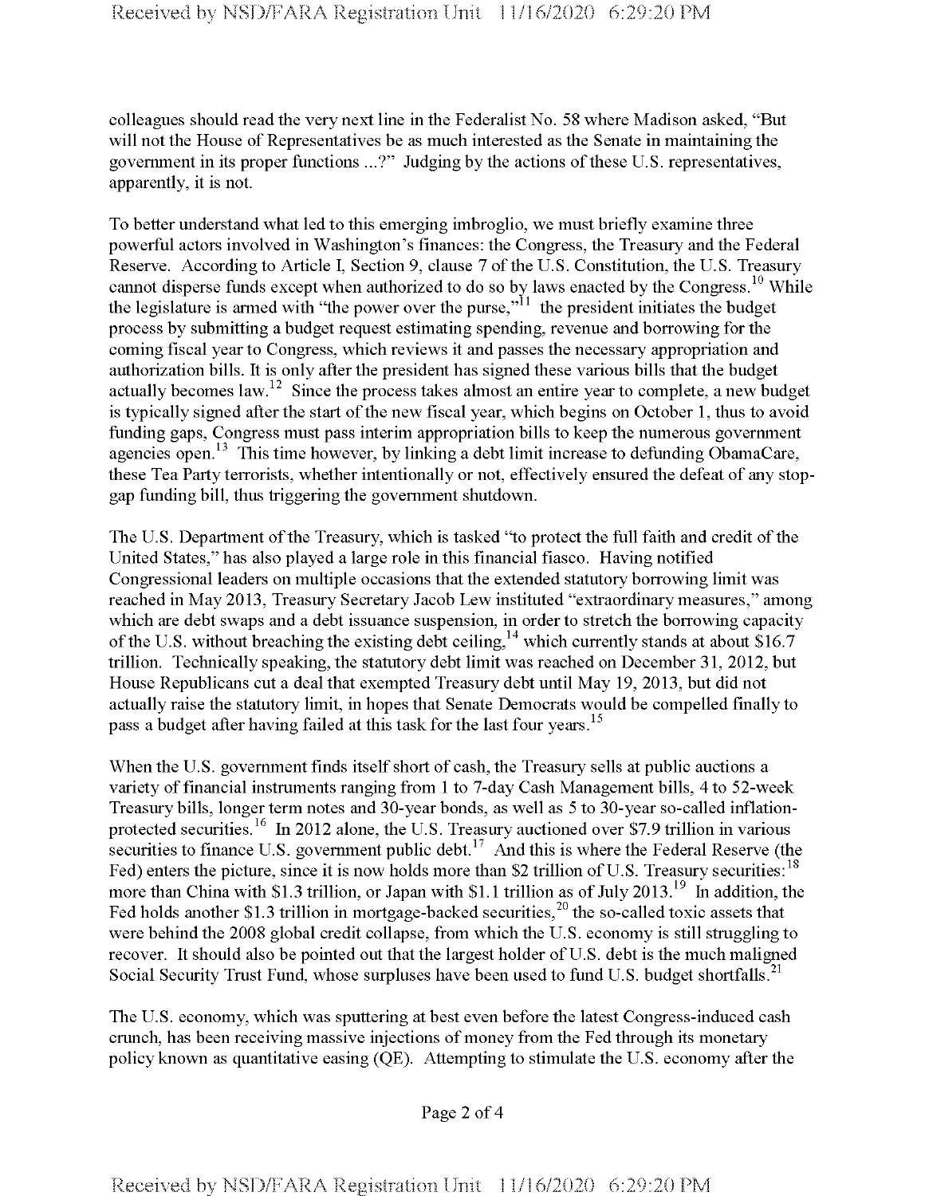colleagues should read the very next line in the Federalist No. 58 where Madison asked, "But will not the House of Representatives be as much interested as the Senate in maintaining the government in its proper functions ...?" Judging by the actions of these U.S. representatives, apparently, it is not.

To better understand what led to this emerging imbroglio, we must briefly examine three powerful actors involved in Washington's finances: the Congress, the Treasury and the Federal Reserve. According to Article I, Section 9, clause 7 of the U.S. Constitution, the U.S. Treasury cannot disperse funds except when authorized to do so by laws enacted by the Congress.[10] While the legislature is armed with "the power over the purse,"[11] the president initiates the budget process by submitting a budget request estimating spending, revenue and borrowing for the coming fiscal year to Congress, which reviews it and passes the necessary appropriation and authorization bills. It is only after the president has signed these various bills that the budget actually becomes law.[12] Since the process takes almost an entire year to complete, a new budget is typically signed after the start of the new fiscal year, which begins on October 1, thus to avoid funding gaps, Congress must pass interim appropriation bills to keep the numerous government agencies open.[13] This time however, by linking a debt limit increase to defunding ObamaCare, these Tea Party terrorists, whether intentionally or not, effectively ensured the defeat of any stop-gap funding bill, thus triggering the government shutdown.

The U.S. Department of the Treasury, which is tasked "to protect the full faith and credit of the United States," has also played a large role in this financial fiasco. Having notified Congressional leaders on multiple occasions that the extended statutory borrowing limit was reached in May 2013, Treasury Secretary Jacob Lew instituted "extraordinary measures," among which are debt swaps and a debt issuance suspension, in order to stretch the borrowing capacity of the U.S. without breaching the existing debt ceiling,[14] which currently stands at about $16.7 trillion. Technically speaking, the statutory debt limit was reached on December 31, 2012, but House Republicans cut a deal that exempted Treasury debt until May 19, 2013, but did not actually raise the statutory limit, in hopes that Senate Democrats would be compelled finally to pass a budget after having failed at this task for the last four years.[15]

When the U.S. government finds itself short of cash, the Treasury sells at public auctions a variety of financial instruments ranging from 1 to 7-day Cash Management bills, 4 to 52-week Treasury bills, longer term notes and 30-year bonds, as well as 5 to 30-year so-called inflation-protected securities.[16] In 2012 alone, the U.S. Treasury auctioned over $7.9 trillion in various securities to finance U.S. government public debt.[17] And this is where the Federal Reserve (the Fed) enters the picture, since it is now holds more than $2 trillion of U.S. Treasury securities:[18] more than China with $1.3 trillion, or Japan with $1.1 trillion as of July 2013.[19] In addition, the Fed holds another $1.3 trillion in mortgage-backed securities,[20] the so-called toxic assets that were behind the 2008 global credit collapse, from which the U.S. economy is still struggling to recover. It should also be pointed out that the largest holder of U.S. debt is the much maligned Social Security Trust Fund, whose surpluses have been used to fund U.S. budget shortfalls.[21]

The U.S. economy, which was sputtering at best even before the latest Congress-induced cash crunch, has been receiving massive injections of money from the Fed through its monetary policy known as quantitative easing (QE). Attempting to stimulate the U.S. economy after the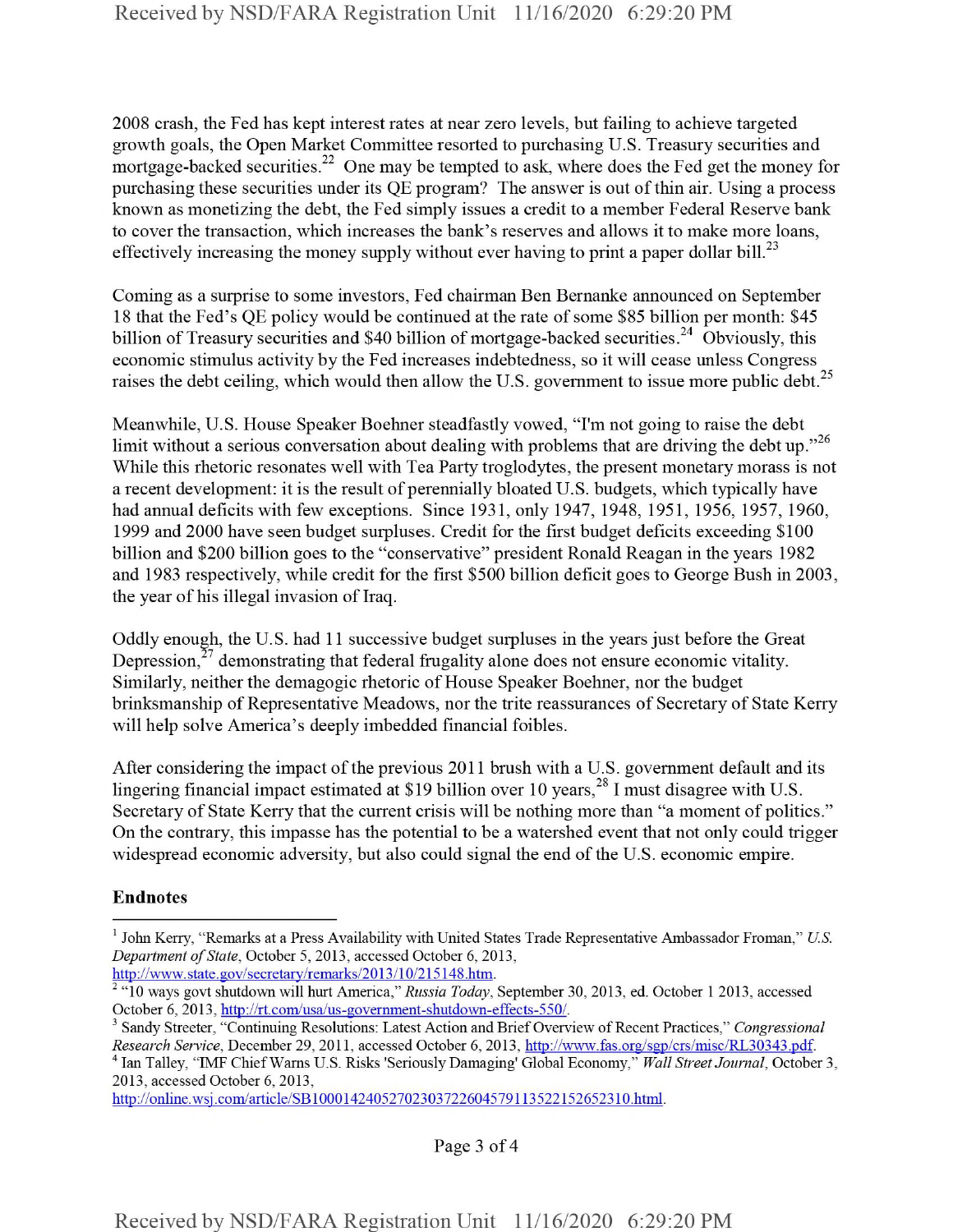2008 crash, the Fed has kept interest rates at near zero levels, but failing to achieve targeted growth goals, the Open Market Committee resorted to purchasing U.S. Treasury securities and mortgage-backed securities.[22] One may be tempted to ask, where does the Fed get the money for purchasing these securities under its QE program? The answer is out of thin air. Using a process known as monetizing the debt, the Fed simply issues a credit to a member Federal Reserve bank to cover the transaction, which increases the bank's reserves and allows it to make more loans, effectively increasing the money supply without ever having to print a paper dollar bill.[23]

Coming as a surprise to some investors, Fed chairman Ben Bernanke announced on September 18 that the Fed's QE policy would be continued at the rate of some $85 billion per month: $45 billion of Treasury securities and $40 billion of mortgage-backed securities.[24] Obviously, this economic stimulus activity by the Fed increases indebtedness, so it will cease unless Congress raises the debt ceiling, which would then allow the U.S. government to issue more public debt.[25]

Meanwhile, U.S. House Speaker Boehner steadfastly vowed, "I'm not going to raise the debt limit without a serious conversation about dealing with problems that are driving the debt up."[26] While this rhetoric resonates well with Tea Party troglodytes, the present monetary morass is not a recent development: it is the result of perennially bloated U.S. budgets, which typically have had annual deficits with few exceptions. Since 1931, only 1947, 1948, 1951, 1956, 1957, 1960, 1999 and 2000 have seen budget surpluses. Credit for the first budget deficits exceeding $100 billion and $200 billion goes to the "conservative" president Ronald Reagan in the years 1982 and 1983 respectively, while credit for the first $500 billion deficit goes to George Bush in 2003, the year of his illegal invasion of Iraq.

Oddly enough, the U.S. had 11 successive budget surpluses in the years just before the Great Depression,[27] demonstrating that federal frugality alone does not ensure economic vitality. Similarly, neither the demagogic rhetoric of House Speaker Boehner, nor the budget brinksmanship of Representative Meadows, nor the trite reassurances of Secretary of State Kerry will help solve America's deeply imbedded financial foibles.

After considering the impact of the previous 2011 brush with a U.S. government default and its lingering financial impact estimated at $19 billion over 10 years,[28] I must disagree with U.S. Secretary of State Kerry that the current crisis will be nothing more than "a moment of politics." On the contrary, this impasse has the potential to be a watershed event that not only could trigger widespread economic adversity, but also could signal the end of the U.S. economic empire.

**Endnotes**

---

[1] John Kerry, "Remarks at a Press Availability with United States Trade Representative Ambassador Froman," *U.S. Department of State*, October 5, 2013, accessed October 6, 2013, http://www.state.gov/secretary/remarks/2013/10/215148.htm.

[2] "10 ways govt shutdown will hurt America," *Russia Today*, September 30, 2013, ed. October 1 2013, accessed October 6, 2013, http://rt.com/usa/us-government-shutdown-effects-550/.

[3] Sandy Streeter, "Continuing Resolutions: Latest Action and Brief Overview of Recent Practices," *Congressional Research Service*, December 29, 2011, accessed October 6, 2013, http://www.fas.org/sgp/crs/misc/RL30343.pdf.

[4] Ian Talley, "IMF Chief Warns U.S. Risks 'Seriously Damaging' Global Economy," *Wall Street Journal*, October 3, 2013, accessed October 6, 2013, http://online.wsj.com/article/SB10001424052702303722604579113522152652310.html.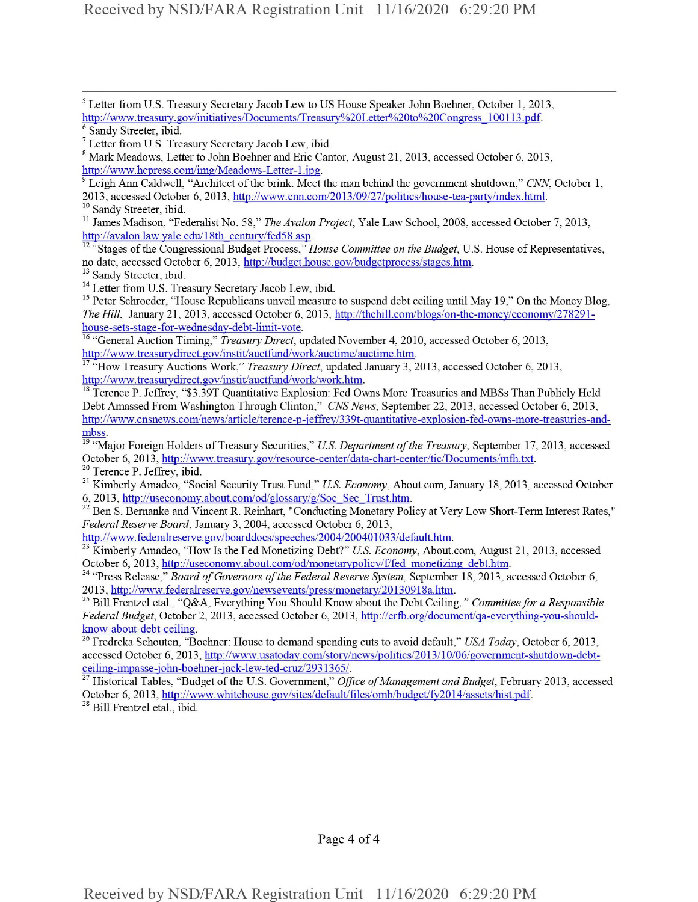[5] Letter from U.S. Treasury Secretary Jacob Lew to US House Speaker John Boehner, October 1, 2013, http://www.treasury.gov/initiatives/Documents/Treasury%20Letter%20to%20Congress_100113.pdf.

[6] Sandy Streeter, ibid.

[7] Letter from U.S. Treasury Secretary Jacob Lew, ibid.

[8] Mark Meadows, Letter to John Boehner and Eric Cantor, August 21, 2013, accessed October 6, 2013, http://www.hcpress.com/img/Meadows-Letter-1.jpg.

[9] Leigh Ann Caldwell, "Architect of the brink: Meet the man behind the government shutdown," *CNN*, October 1, 2013, accessed October 6, 2013, http://www.cnn.com/2013/09/27/politics/house-tea-party/index.html.

[10] Sandy Streeter, ibid.

[11] James Madison, "Federalist No. 58," *The Avalon Project*, Yale Law School, 2008, accessed October 7, 2013, http://avalon.law.yale.edu/18th_century/fed58.asp.

[12] "Stages of the Congressional Budget Process," *House Committee on the Budget*, U.S. House of Representatives, no date, accessed October 6, 2013, http://budget.house.gov/budgetprocess/stages.htm.

[13] Sandy Streeter, ibid.

[14] Letter from U.S. Treasury Secretary Jacob Lew, ibid.

[15] Peter Schroeder, "House Republicans unveil measure to suspend debt ceiling until May 19," On the Money Blog, *The Hill*, January 21, 2013, accessed October 6, 2013, http://thehill.com/blogs/on-the-money/economy/278291-house-sets-stage-for-wednesday-debt-limit-vote.

[16] "General Auction Timing," *Treasury Direct*, updated November 4, 2010, accessed October 6, 2013, http://www.treasurydirect.gov/instit/auctfund/work/auctime/auctime.htm.

[17] "How Treasury Auctions Work," *Treasury Direct*, updated January 3, 2013, accessed October 6, 2013, http://www.treasurydirect.gov/instit/auctfund/work/work.htm.

[18] Terence P. Jeffrey, "$3.39T Quantitative Explosion: Fed Owns More Treasuries and MBSs Than Publicly Held Debt Amassed From Washington Through Clinton," *CNS News*, September 22, 2013, accessed October 6, 2013, http://www.cnsnews.com/news/article/terence-p-jeffrey/339t-quantitative-explosion-fed-owns-more-treasuries-and-mbss.

[19] "Major Foreign Holders of Treasury Securities," *U.S. Department of the Treasury*, September 17, 2013, accessed October 6, 2013, http://www.treasury.gov/resource-center/data-chart-center/tic/Documents/mfh.txt.

[20] Terence P. Jeffrey, ibid.

[21] Kimberly Amadeo, "Social Security Trust Fund," *U.S. Economy*, About.com, January 18, 2013, accessed October 6, 2013, http://useconomy.about.com/od/glossary/g/Soc_Sec_Trust.htm.

[22] Ben S. Bernanke and Vincent R. Reinhart, "Conducting Monetary Policy at Very Low Short-Term Interest Rates," *Federal Reserve Board*, January 3, 2004, accessed October 6, 2013, http://www.federalreserve.gov/boarddocs/speeches/2004/200401033/default.htm.

[23] Kimberly Amadeo, "How Is the Fed Monetizing Debt?" *U.S. Economy*, About.com, August 21, 2013, accessed October 6, 2013, http://useconomy.about.com/od/monetarypolicy/f/fed_monetizing_debt.htm.

[24] "Press Release," *Board of Governors of the Federal Reserve System*, September 18, 2013, accessed October 6, 2013, http://www.federalreserve.gov/newsevents/press/monetary/20130918a.htm.

[25] Bill Frentzel etal., "Q&A, Everything You Should Know about the Debt Ceiling," *Committee for a Responsible Federal Budget*, October 2, 2013, accessed October 6, 2013, http://crfb.org/document/qa-everything-you-should-know-about-debt-ceiling.

[26] Fredreka Schouten, "Boehner: House to demand spending cuts to avoid default," *USA Today*, October 6, 2013, accessed October 6, 2013, http://www.usatoday.com/story/news/politics/2013/10/06/government-shutdown-debt-ceiling-impasse-john-boehner-jack-lew-ted-cruz/2931365/.

[27] Historical Tables, "Budget of the U.S. Government," *Office of Management and Budget*, February 2013, accessed October 6, 2013, http://www.whitehouse.gov/sites/default/files/omb/budget/fy2014/assets/hist.pdf.

[28] Bill Frentzel etal., ibid.